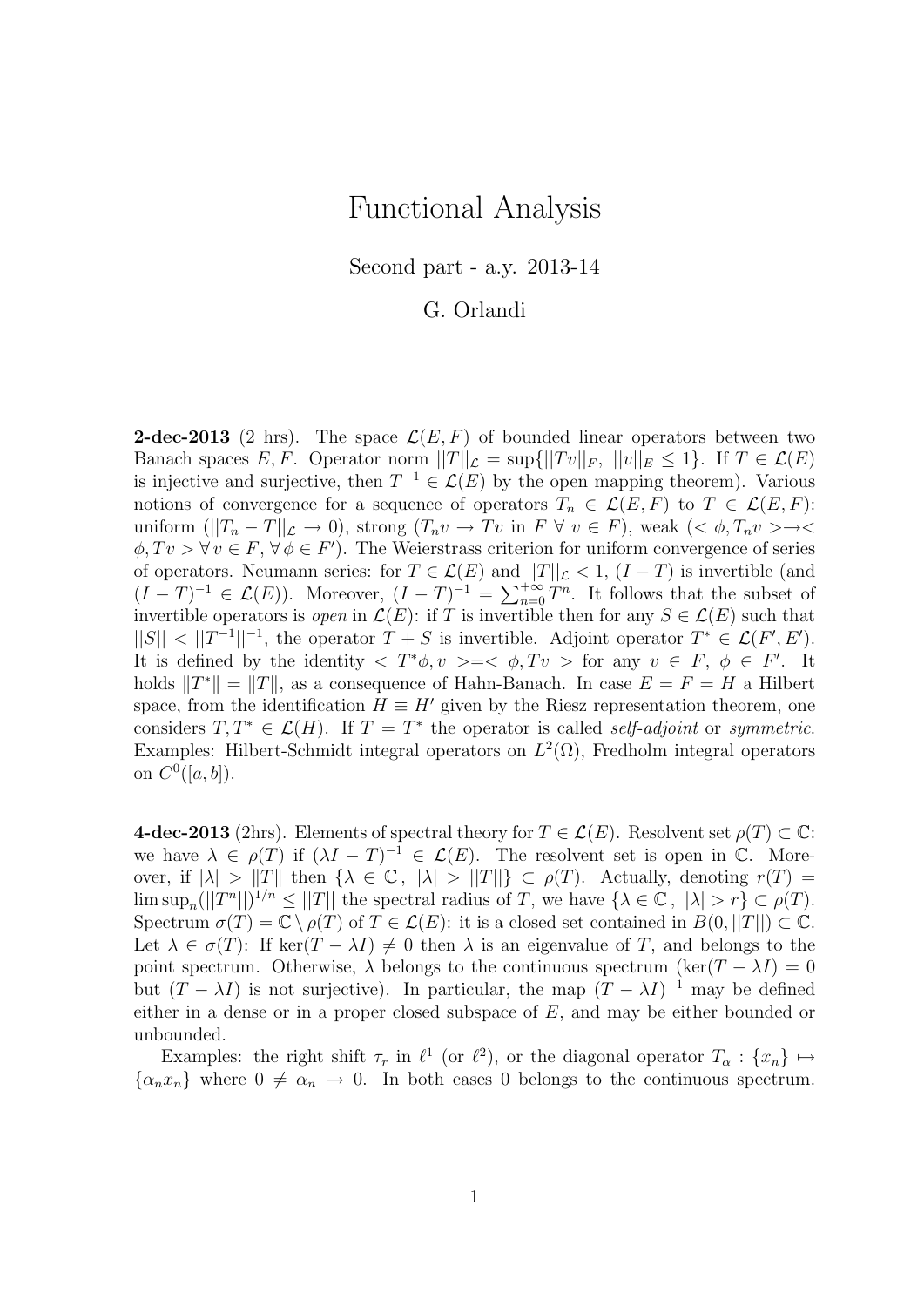# Functional Analysis

Second part - a.y. 2013-14

G. Orlandi

**2-dec-2013** (2 hrs). The space $\mathcal{L}(E, F)$ of bounded linear operators between two Banach spaces $E, F$. Operator norm $||T||_{\mathcal{L}} = \sup\{||Tv||_F,\ ||v||_E \leq 1\}$. If $T \in \mathcal{L}(E)$ is injective and surjective, then $T^{-1} \in \mathcal{L}(E)$ by the open mapping theorem). Various notions of convergence for a sequence of operators $T_n \in \mathcal{L}(E, F)$ to $T \in \mathcal{L}(E, F)$: uniform ($||T_n - T||_{\mathcal{L}} \to 0$), strong ($T_n v \to Tv$ in $F$ $\forall\, v \in F$), weak ($< \phi, T_n v > \to < \phi, Tv > \forall\, v \in F,\ \forall\, \phi \in F'$). The Weierstrass criterion for uniform convergence of series of operators. Neumann series: for $T \in \mathcal{L}(E)$ and $||T||_{\mathcal{L}} < 1$, $(I - T)$ is invertible (and $(I - T)^{-1} \in \mathcal{L}(E)$). Moreover, $(I - T)^{-1} = \sum_{n=0}^{+\infty} T^n$. It follows that the subset of invertible operators is *open* in $\mathcal{L}(E)$: if $T$ is invertible then for any $S \in \mathcal{L}(E)$ such that $||S|| < ||T^{-1}||^{-1}$, the operator $T + S$ is invertible. Adjoint operator $T^* \in \mathcal{L}(F', E')$. It is defined by the identity $< T^*\phi, v > = < \phi, Tv >$ for any $v \in F$, $\phi \in F'$. It holds $\|T^*\| = \|T\|$, as a consequence of Hahn-Banach. In case $E = F = H$ a Hilbert space, from the identification $H \equiv H'$ given by the Riesz representation theorem, one considers $T, T^* \in \mathcal{L}(H)$. If $T = T^*$ the operator is called *self-adjoint* or *symmetric*. Examples: Hilbert-Schmidt integral operators on $L^2(\Omega)$, Fredholm integral operators on $C^0([a, b])$.

**4-dec-2013** (2hrs). Elements of spectral theory for $T \in \mathcal{L}(E)$. Resolvent set $\rho(T) \subset \mathbb{C}$: we have $\lambda \in \rho(T)$ if $(\lambda I - T)^{-1} \in \mathcal{L}(E)$. The resolvent set is open in $\mathbb{C}$. Moreover, if $|\lambda| > \|T\|$ then $\{\lambda \in \mathbb{C}\,,\ |\lambda| > ||T||\} \subset \rho(T)$. Actually, denoting $r(T) = \limsup_n (||T^n||)^{1/n} \leq ||T||$ the spectral radius of $T$, we have $\{\lambda \in \mathbb{C}\,,\ |\lambda| > r\} \subset \rho(T)$. Spectrum $\sigma(T) = \mathbb{C} \setminus \rho(T)$ of $T \in \mathcal{L}(E)$: it is a closed set contained in $B(0, ||T||) \subset \mathbb{C}$. Let $\lambda \in \sigma(T)$: If $\ker(T - \lambda I) \neq 0$ then $\lambda$ is an eigenvalue of $T$, and belongs to the point spectrum. Otherwise, $\lambda$ belongs to the continuous spectrum ($\ker(T - \lambda I) = 0$ but $(T - \lambda I)$ is not surjective). In particular, the map $(T - \lambda I)^{-1}$ may be defined either in a dense or in a proper closed subspace of $E$, and may be either bounded or unbounded.

Examples: the right shift $\tau_r$ in $\ell^1$ (or $\ell^2$), or the diagonal operator $T_\alpha : \{x_n\} \mapsto \{\alpha_n x_n\}$ where $0 \neq \alpha_n \to 0$. In both cases 0 belongs to the continuous spectrum.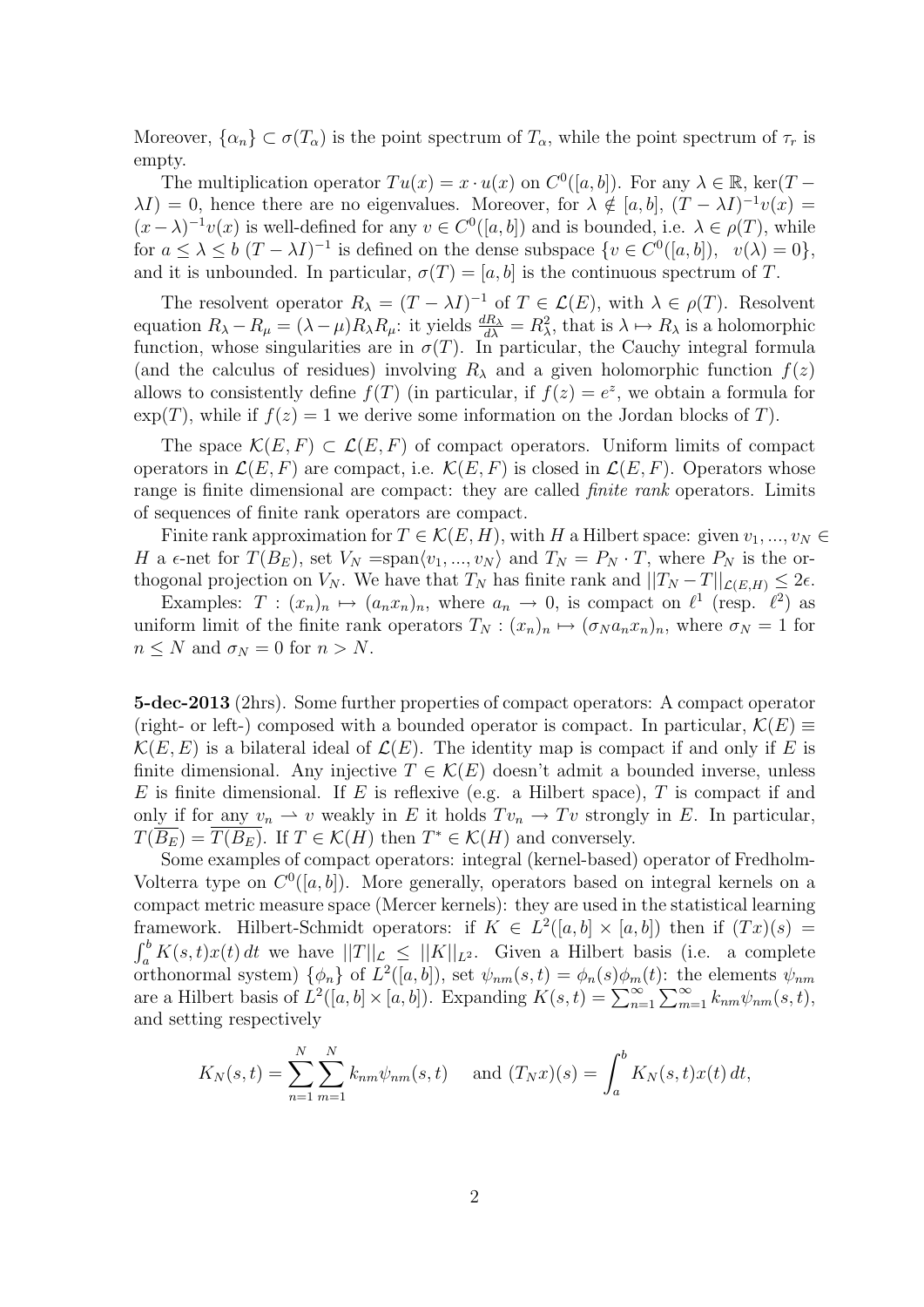Moreover, $\{\alpha_n\} \subset \sigma(T_\alpha)$ is the point spectrum of $T_\alpha$, while the point spectrum of $\tau_r$ is empty.

The multiplication operator $Tu(x) = x \cdot u(x)$ on $C^0([a,b])$. For any $\lambda \in \mathbb{R}$, $\ker(T - \lambda I) = 0$, hence there are no eigenvalues. Moreover, for $\lambda \notin [a,b]$, $(T - \lambda I)^{-1} v(x) = (x-\lambda)^{-1} v(x)$ is well-defined for any $v \in C^0([a,b])$ and is bounded, i.e. $\lambda \in \rho(T)$, while for $a \leq \lambda \leq b$ $(T - \lambda I)^{-1}$ is defined on the dense subspace $\{v \in C^0([a,b]), \quad v(\lambda) = 0\}$, and it is unbounded. In particular, $\sigma(T) = [a,b]$ is the continuous spectrum of $T$.

The resolvent operator $R_\lambda = (T - \lambda I)^{-1}$ of $T \in \mathcal{L}(E)$, with $\lambda \in \rho(T)$. Resolvent equation $R_\lambda - R_\mu = (\lambda - \mu) R_\lambda R_\mu$: it yields $\frac{dR_\lambda}{d\lambda} = R_\lambda^2$, that is $\lambda \mapsto R_\lambda$ is a holomorphic function, whose singularities are in $\sigma(T)$. In particular, the Cauchy integral formula (and the calculus of residues) involving $R_\lambda$ and a given holomorphic function $f(z)$ allows to consistently define $f(T)$ (in particular, if $f(z) = e^z$, we obtain a formula for $\exp(T)$, while if $f(z) = 1$ we derive some information on the Jordan blocks of $T$).

The space $\mathcal{K}(E,F) \subset \mathcal{L}(E,F)$ of compact operators. Uniform limits of compact operators in $\mathcal{L}(E,F)$ are compact, i.e. $\mathcal{K}(E,F)$ is closed in $\mathcal{L}(E,F)$. Operators whose range is finite dimensional are compact: they are called *finite rank* operators. Limits of sequences of finite rank operators are compact.

Finite rank approximation for $T \in \mathcal{K}(E,H)$, with $H$ a Hilbert space: given $v_1, ..., v_N \in H$ a $\epsilon$-net for $T(B_E)$, set $V_N$ =span$\langle v_1, ..., v_N \rangle$ and $T_N = P_N \cdot T$, where $P_N$ is the orthogonal projection on $V_N$. We have that $T_N$ has finite rank and $||T_N - T||_{\mathcal{L}(E,H)} \leq 2\epsilon$.

Examples: $T : (x_n)_n \mapsto (a_n x_n)_n$, where $a_n \to 0$, is compact on $\ell^1$ (resp. $\ell^2$) as uniform limit of the finite rank operators $T_N : (x_n)_n \mapsto (\sigma_N a_n x_n)_n$, where $\sigma_N = 1$ for $n \leq N$ and $\sigma_N = 0$ for $n > N$.

**5-dec-2013** (2hrs). Some further properties of compact operators: A compact operator (right- or left-) composed with a bounded operator is compact. In particular, $\mathcal{K}(E) \equiv \mathcal{K}(E,E)$ is a bilateral ideal of $\mathcal{L}(E)$. The identity map is compact if and only if $E$ is finite dimensional. Any injective $T \in \mathcal{K}(E)$ doesn't admit a bounded inverse, unless $E$ is finite dimensional. If $E$ is reflexive (e.g. a Hilbert space), $T$ is compact if and only if for any $v_n \rightharpoonup v$ weakly in $E$ it holds $Tv_n \to Tv$ strongly in $E$. In particular, $T(\overline{B_E}) = \overline{T(B_E)}$. If $T \in \mathcal{K}(H)$ then $T^* \in \mathcal{K}(H)$ and conversely.

Some examples of compact operators: integral (kernel-based) operator of Fredholm-Volterra type on $C^0([a,b])$. More generally, operators based on integral kernels on a compact metric measure space (Mercer kernels): they are used in the statistical learning framework. Hilbert-Schmidt operators: if $K \in L^2([a,b] \times [a,b])$ then if $(Tx)(s) = \int_a^b K(s,t) x(t)\, dt$ we have $||T||_{\mathcal{L}} \leq ||K||_{L^2}$. Given a Hilbert basis (i.e. a complete orthonormal system) $\{\phi_n\}$ of $L^2([a,b])$, set $\psi_{nm}(s,t) = \phi_n(s)\phi_m(t)$: the elements $\psi_{nm}$ are a Hilbert basis of $L^2([a,b] \times [a,b])$. Expanding $K(s,t) = \sum_{n=1}^\infty \sum_{m=1}^\infty k_{nm} \psi_{nm}(s,t)$, and setting respectively

$$K_N(s,t) = \sum_{n=1}^N \sum_{m=1}^N k_{nm} \psi_{nm}(s,t) \quad \text{ and } (T_N x)(s) = \int_a^b K_N(s,t) x(t)\, dt,$$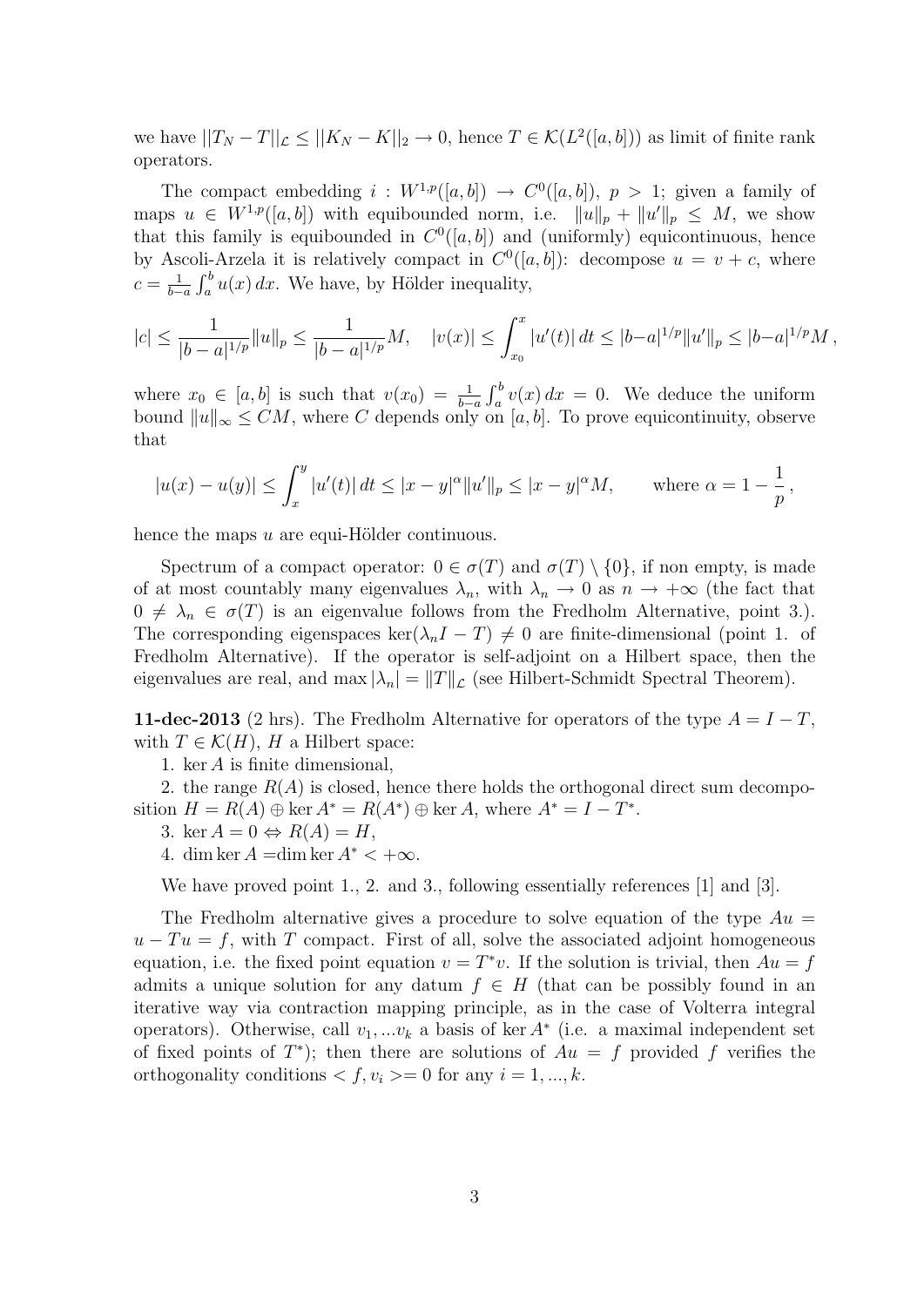we have $||T_N - T||_{\mathcal{L}} \leq ||K_N - K||_2 \to 0$, hence $T \in \mathcal{K}(L^2([a,b]))$ as limit of finite rank operators.

The compact embedding $i : W^{1,p}([a,b]) \to C^0([a,b])$, $p > 1$; given a family of maps $u \in W^{1,p}([a,b])$ with equibounded norm, i.e. $\|u\|_p + \|u'\|_p \leq M$, we show that this family is equibounded in $C^0([a,b])$ and (uniformly) equicontinuous, hence by Ascoli-Arzela it is relatively compact in $C^0([a,b])$: decompose $u = v + c$, where $c = \frac{1}{b-a}\int_a^b u(x)\,dx$. We have, by Hölder inequality,

$$|c| \leq \frac{1}{|b-a|^{1/p}}\|u\|_p \leq \frac{1}{|b-a|^{1/p}}M, \quad |v(x)| \leq \int_{x_0}^x |u'(t)|\,dt \leq |b-a|^{1/p}\|u'\|_p \leq |b-a|^{1/p}M\,,$$

where $x_0 \in [a,b]$ is such that $v(x_0) = \frac{1}{b-a}\int_a^b v(x)\,dx = 0$. We deduce the uniform bound $\|u\|_\infty \leq CM$, where $C$ depends only on $[a,b]$. To prove equicontinuity, observe that

$$|u(x) - u(y)| \leq \int_x^y |u'(t)|\,dt \leq |x-y|^\alpha \|u'\|_p \leq |x-y|^\alpha M, \qquad \text{where } \alpha = 1 - \frac{1}{p}\,,$$

hence the maps $u$ are equi-Hölder continuous.

Spectrum of a compact operator: $0 \in \sigma(T)$ and $\sigma(T) \setminus \{0\}$, if non empty, is made of at most countably many eigenvalues $\lambda_n$, with $\lambda_n \to 0$ as $n \to +\infty$ (the fact that $0 \neq \lambda_n \in \sigma(T)$ is an eigenvalue follows from the Fredholm Alternative, point 3.). The corresponding eigenspaces $\ker(\lambda_n I - T) \neq 0$ are finite-dimensional (point 1. of Fredholm Alternative). If the operator is self-adjoint on a Hilbert space, then the eigenvalues are real, and $\max|\lambda_n| = \|T\|_{\mathcal{L}}$ (see Hilbert-Schmidt Spectral Theorem).

**11-dec-2013** (2 hrs). The Fredholm Alternative for operators of the type $A = I - T$, with $T \in \mathcal{K}(H)$, $H$ a Hilbert space:

1. $\ker A$ is finite dimensional,

2. the range $R(A)$ is closed, hence there holds the orthogonal direct sum decomposition $H = R(A) \oplus \ker A^* = R(A^*) \oplus \ker A$, where $A^* = I - T^*$.

3. $\ker A = 0 \Leftrightarrow R(A) = H$,

4. $\dim \ker A = \dim \ker A^* < +\infty$.

We have proved point 1., 2. and 3., following essentially references [1] and [3].

The Fredholm alternative gives a procedure to solve equation of the type $Au = u - Tu = f$, with $T$ compact. First of all, solve the associated adjoint homogeneous equation, i.e. the fixed point equation $v = T^*v$. If the solution is trivial, then $Au = f$ admits a unique solution for any datum $f \in H$ (that can be possibly found in an iterative way via contraction mapping principle, as in the case of Volterra integral operators). Otherwise, call $v_1, ...v_k$ a basis of $\ker A^*$ (i.e. a maximal independent set of fixed points of $T^*$); then there are solutions of $Au = f$ provided $f$ verifies the orthogonality conditions $< f, v_i >= 0$ for any $i = 1, ..., k$.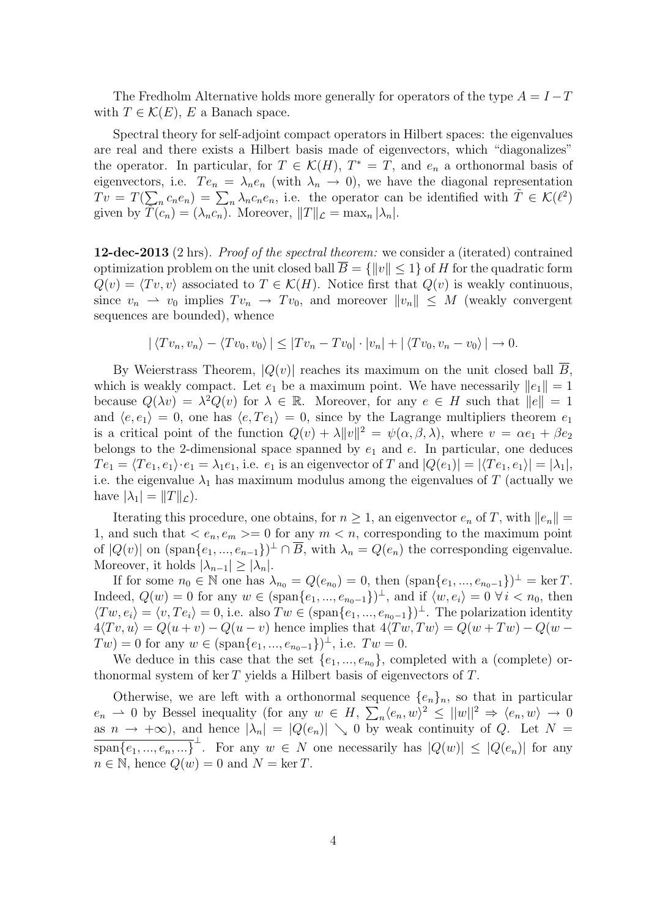The Fredholm Alternative holds more generally for operators of the type $A = I - T$ with $T \in \mathcal{K}(E)$, $E$ a Banach space.

Spectral theory for self-adjoint compact operators in Hilbert spaces: the eigenvalues are real and there exists a Hilbert basis made of eigenvectors, which "diagonalizes" the operator. In particular, for $T \in \mathcal{K}(H)$, $T^* = T$, and $e_n$ a orthonormal basis of eigenvectors, i.e. $Te_n = \lambda_n e_n$ (with $\lambda_n \to 0$), we have the diagonal representation $Tv = T(\sum_n c_n e_n) = \sum_n \lambda_n c_n e_n$, i.e. the operator can be identified with $\tilde{T} \in \mathcal{K}(\ell^2)$ given by $\tilde{T}(c_n) = (\lambda_n c_n)$. Moreover, $\|T\|_{\mathcal{L}} = \max_n |\lambda_n|$.

**12-dec-2013** (2 hrs). *Proof of the spectral theorem:* we consider a (iterated) contrained optimization problem on the unit closed ball $\overline{B} = \{\|v\| \leq 1\}$ of $H$ for the quadratic form $Q(v) = \langle Tv, v\rangle$ associated to $T \in \mathcal{K}(H)$. Notice first that $Q(v)$ is weakly continuous, since $v_n \rightharpoonup v_0$ implies $Tv_n \to Tv_0$, and moreover $\|v_n\| \leq M$ (weakly convergent sequences are bounded), whence

$$|\langle Tv_n, v_n\rangle - \langle Tv_0, v_0\rangle| \leq |Tv_n - Tv_0| \cdot |v_n| + |\langle Tv_0, v_n - v_0\rangle| \to 0.$$

By Weierstrass Theorem, $|Q(v)|$ reaches its maximum on the unit closed ball $\overline{B}$, which is weakly compact. Let $e_1$ be a maximum point. We have necessarily $\|e_1\| = 1$ because $Q(\lambda v) = \lambda^2 Q(v)$ for $\lambda \in \mathbb{R}$. Moreover, for any $e \in H$ such that $\|e\| = 1$ and $\langle e, e_1\rangle = 0$, one has $\langle e, Te_1\rangle = 0$, since by the Lagrange multipliers theorem $e_1$ is a critical point of the function $Q(v) + \lambda\|v\|^2 = \psi(\alpha, \beta, \lambda)$, where $v = \alpha e_1 + \beta e_2$ belongs to the 2-dimensional space spanned by $e_1$ and $e$. In particular, one deduces $Te_1 = \langle Te_1, e_1\rangle \cdot e_1 = \lambda_1 e_1$, i.e. $e_1$ is an eigenvector of $T$ and $|Q(e_1)| = |\langle Te_1, e_1\rangle| = |\lambda_1|$, i.e. the eigenvalue $\lambda_1$ has maximum modulus among the eigenvalues of $T$ (actually we have $|\lambda_1| = \|T\|_{\mathcal{L}}$).

Iterating this procedure, one obtains, for $n \geq 1$, an eigenvector $e_n$ of $T$, with $\|e_n\| = 1$, and such that $< e_n, e_m >= 0$ for any $m < n$, corresponding to the maximum point of $|Q(v)|$ on $(\text{span}\{e_1, ..., e_{n-1}\})^\perp \cap \overline{B}$, with $\lambda_n = Q(e_n)$ the corresponding eigenvalue. Moreover, it holds $|\lambda_{n-1}| \geq |\lambda_n|$.

If for some $n_0 \in \mathbb{N}$ one has $\lambda_{n_0} = Q(e_{n_0}) = 0$, then $(\text{span}\{e_1, ..., e_{n_0-1}\})^\perp = \ker T$. Indeed, $Q(w) = 0$ for any $w \in (\text{span}\{e_1, ..., e_{n_0-1}\})^\perp$, and if $\langle w, e_i\rangle = 0 \; \forall\, i < n_0$, then $\langle Tw, e_i\rangle = \langle v, Te_i\rangle = 0$, i.e. also $Tw \in (\text{span}\{e_1, ..., e_{n_0-1}\})^\perp$. The polarization identity $4\langle Tv, u\rangle = Q(u+v) - Q(u-v)$ hence implies that $4\langle Tw, Tw\rangle = Q(w + Tw) - Q(w - Tw) = 0$ for any $w \in (\text{span}\{e_1, ..., e_{n_0-1}\})^\perp$, i.e. $Tw = 0$.

We deduce in this case that the set $\{e_1, ..., e_{n_0}\}$, completed with a (complete) orthonormal system of $\ker T$ yields a Hilbert basis of eigenvectors of $T$.

Otherwise, we are left with a orthonormal sequence $\{e_n\}_n$, so that in particular $e_n \rightharpoonup 0$ by Bessel inequality (for any $w \in H$, $\sum_n \langle e_n, w\rangle^2 \leq ||w||^2 \Rightarrow \langle e_n, w\rangle \to 0$ as $n \to +\infty$), and hence $|\lambda_n| = |Q(e_n)| \searrow 0$ by weak continuity of $Q$. Let $N = \overline{\text{span}\{e_1, ..., e_n, ...\}}^\perp$. For any $w \in N$ one necessarily has $|Q(w)| \leq |Q(e_n)|$ for any $n \in \mathbb{N}$, hence $Q(w) = 0$ and $N = \ker T$.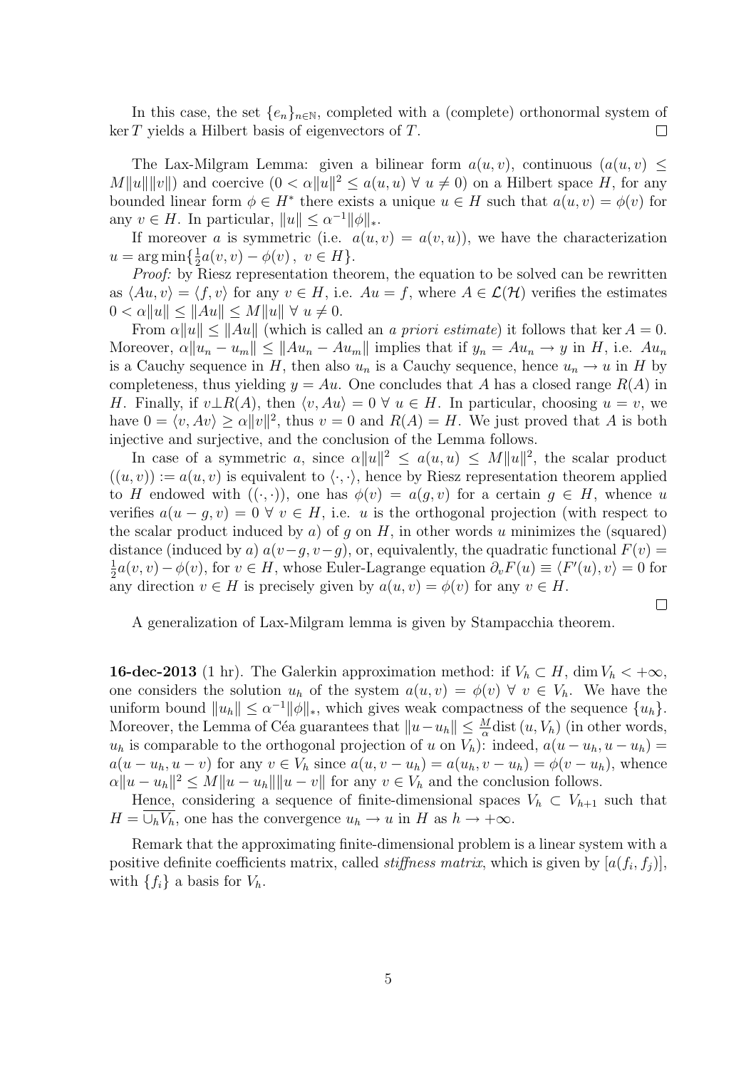In this case, the set $\{e_n\}_{n\in\mathbb{N}}$, completed with a (complete) orthonormal system of $\ker T$ yields a Hilbert basis of eigenvectors of $T$. $\square$

The Lax-Milgram Lemma: given a bilinear form $a(u,v)$, continuous ($a(u,v) \leq M\|u\|\|v\|$) and coercive ($0 < \alpha\|u\|^2 \leq a(u,u)\ \forall\ u \neq 0$) on a Hilbert space $H$, for any bounded linear form $\phi \in H^*$ there exists a unique $u \in H$ such that $a(u,v) = \phi(v)$ for any $v \in H$. In particular, $\|u\| \leq \alpha^{-1}\|\phi\|_*$.

If moreover $a$ is symmetric (i.e. $a(u,v) = a(v,u)$), we have the characterization $u = \arg\min\{\frac{1}{2}a(v,v) - \phi(v)\,,\ v \in H\}$.

*Proof:* by Riesz representation theorem, the equation to be solved can be rewritten as $\langle Au, v\rangle = \langle f, v\rangle$ for any $v \in H$, i.e. $Au = f$, where $A \in \mathcal{L}(\mathcal{H})$ verifies the estimates $0 < \alpha\|u\| \leq \|Au\| \leq M\|u\|\ \forall\ u \neq 0$.

From $\alpha\|u\| \leq \|Au\|$ (which is called an *a priori estimate*) it follows that $\ker A = 0$. Moreover, $\alpha\|u_n - u_m\| \leq \|Au_n - Au_m\|$ implies that if $y_n = Au_n \to y$ in $H$, i.e. $Au_n$ is a Cauchy sequence in $H$, then also $u_n$ is a Cauchy sequence, hence $u_n \to u$ in $H$ by completeness, thus yielding $y = Au$. One concludes that $A$ has a closed range $R(A)$ in $H$. Finally, if $v \perp R(A)$, then $\langle v, Au\rangle = 0\ \forall\ u \in H$. In particular, choosing $u = v$, we have $0 = \langle v, Av\rangle \geq \alpha\|v\|^2$, thus $v = 0$ and $R(A) = H$. We just proved that $A$ is both injective and surjective, and the conclusion of the Lemma follows.

In case of a symmetric $a$, since $\alpha\|u\|^2 \leq a(u,u) \leq M\|u\|^2$, the scalar product $((u,v)) := a(u,v)$ is equivalent to $\langle\cdot,\cdot\rangle$, hence by Riesz representation theorem applied to $H$ endowed with $((\cdot,\cdot))$, one has $\phi(v) = a(g,v)$ for a certain $g \in H$, whence $u$ verifies $a(u-g,v) = 0\ \forall\ v \in H$, i.e. $u$ is the orthogonal projection (with respect to the scalar product induced by $a$) of $g$ on $H$, in other words $u$ minimizes the (squared) distance (induced by $a$) $a(v-g,v-g)$, or, equivalently, the quadratic functional $F(v) = \frac{1}{2}a(v,v) - \phi(v)$, for $v \in H$, whose Euler-Lagrange equation $\partial_v F(u) \equiv \langle F'(u), v\rangle = 0$ for any direction $v \in H$ is precisely given by $a(u,v) = \phi(v)$ for any $v \in H$.

$\square$

A generalization of Lax-Milgram lemma is given by Stampacchia theorem.

**16-dec-2013** (1 hr). The Galerkin approximation method: if $V_h \subset H$, $\dim V_h < +\infty$, one considers the solution $u_h$ of the system $a(u,v) = \phi(v)\ \forall\ v \in V_h$. We have the uniform bound $\|u_h\| \leq \alpha^{-1}\|\phi\|_*$, which gives weak compactness of the sequence $\{u_h\}$. Moreover, the Lemma of Céa guarantees that $\|u - u_h\| \leq \frac{M}{\alpha}\text{dist}\,(u, V_h)$ (in other words, $u_h$ is comparable to the orthogonal projection of $u$ on $V_h$): indeed, $a(u-u_h, u-u_h) = a(u-u_h, u-v)$ for any $v \in V_h$ since $a(u, v-u_h) = a(u_h, v-u_h) = \phi(v-u_h)$, whence $\alpha\|u-u_h\|^2 \leq M\|u-u_h\|\|u-v\|$ for any $v \in V_h$ and the conclusion follows.

Hence, considering a sequence of finite-dimensional spaces $V_h \subset V_{h+1}$ such that $H = \overline{\cup_h V_h}$, one has the convergence $u_h \to u$ in $H$ as $h \to +\infty$.

Remark that the approximating finite-dimensional problem is a linear system with a positive definite coefficients matrix, called *stiffness matrix*, which is given by $[a(f_i, f_j)]$, with $\{f_i\}$ a basis for $V_h$.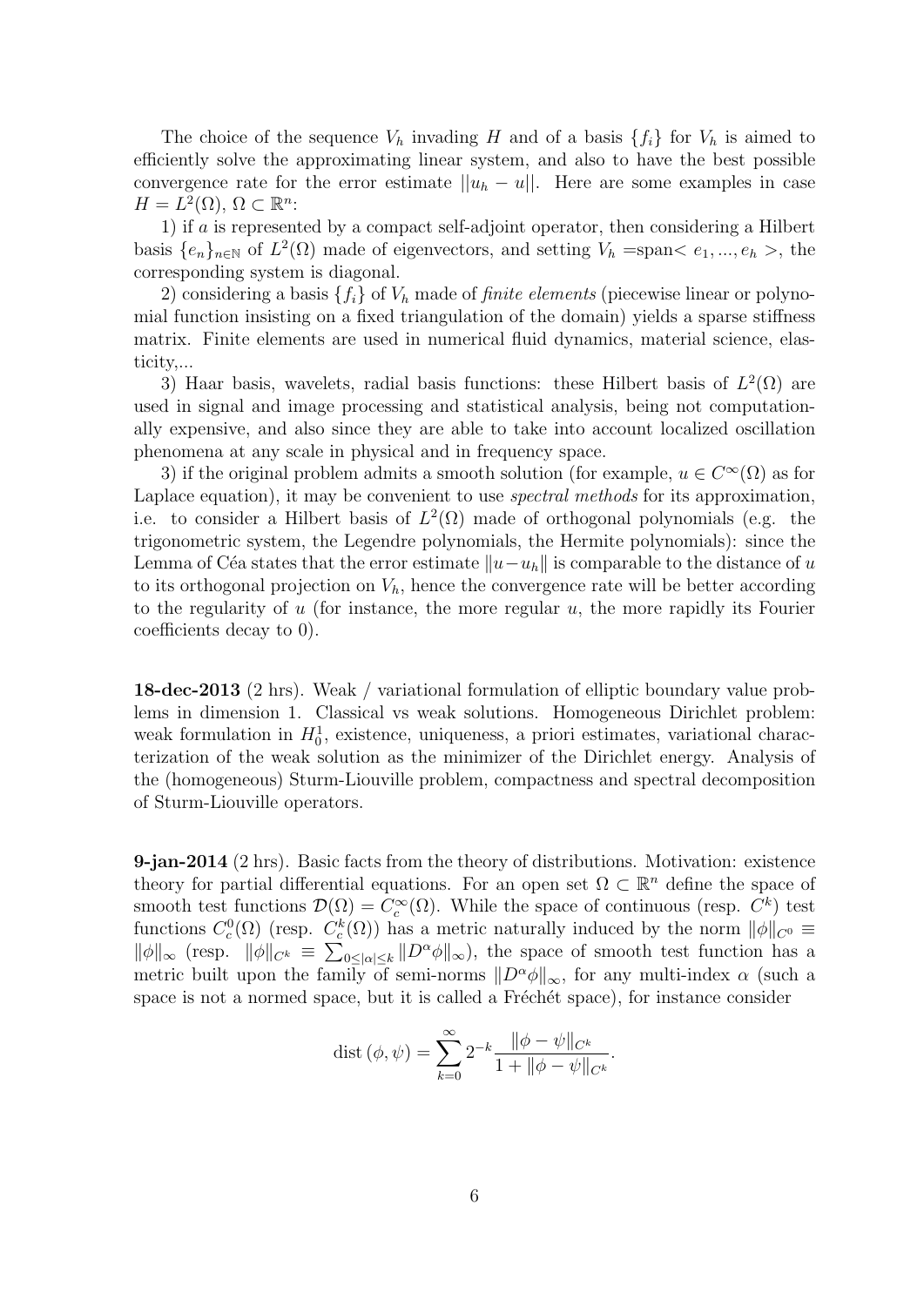The choice of the sequence $V_h$ invading $H$ and of a basis $\{f_i\}$ for $V_h$ is aimed to efficiently solve the approximating linear system, and also to have the best possible convergence rate for the error estimate $||u_h - u||$. Here are some examples in case $H = L^2(\Omega)$, $\Omega \subset \mathbb{R}^n$:

1) if $a$ is represented by a compact self-adjoint operator, then considering a Hilbert basis $\{e_n\}_{n\in\mathbb{N}}$ of $L^2(\Omega)$ made of eigenvectors, and setting $V_h = \text{span}< e_1, ..., e_h >$, the corresponding system is diagonal.

2) considering a basis $\{f_i\}$ of $V_h$ made of *finite elements* (piecewise linear or polynomial function insisting on a fixed triangulation of the domain) yields a sparse stiffness matrix. Finite elements are used in numerical fluid dynamics, material science, elasticity,...

3) Haar basis, wavelets, radial basis functions: these Hilbert basis of $L^2(\Omega)$ are used in signal and image processing and statistical analysis, being not computationally expensive, and also since they are able to take into account localized oscillation phenomena at any scale in physical and in frequency space.

3) if the original problem admits a smooth solution (for example, $u \in C^\infty(\Omega)$ as for Laplace equation), it may be convenient to use *spectral methods* for its approximation, i.e. to consider a Hilbert basis of $L^2(\Omega)$ made of orthogonal polynomials (e.g. the trigonometric system, the Legendre polynomials, the Hermite polynomials): since the Lemma of Céa states that the error estimate $\|u - u_h\|$ is comparable to the distance of $u$ to its orthogonal projection on $V_h$, hence the convergence rate will be better according to the regularity of $u$ (for instance, the more regular $u$, the more rapidly its Fourier coefficients decay to 0).

**18-dec-2013** (2 hrs). Weak / variational formulation of elliptic boundary value problems in dimension 1. Classical vs weak solutions. Homogeneous Dirichlet problem: weak formulation in $H_0^1$, existence, uniqueness, a priori estimates, variational characterization of the weak solution as the minimizer of the Dirichlet energy. Analysis of the (homogeneous) Sturm-Liouville problem, compactness and spectral decomposition of Sturm-Liouville operators.

**9-jan-2014** (2 hrs). Basic facts from the theory of distributions. Motivation: existence theory for partial differential equations. For an open set $\Omega \subset \mathbb{R}^n$ define the space of smooth test functions $\mathcal{D}(\Omega) = C_c^\infty(\Omega)$. While the space of continuous (resp. $C^k$) test functions $C_c^0(\Omega)$ (resp. $C_c^k(\Omega)$) has a metric naturally induced by the norm $\|\phi\|_{C^0} \equiv \|\phi\|_\infty$ (resp. $\|\phi\|_{C^k} \equiv \sum_{0\le|\alpha|\le k} \|D^\alpha \phi\|_\infty$), the space of smooth test function has a metric built upon the family of semi-norms $\|D^\alpha \phi\|_\infty$, for any multi-index $\alpha$ (such a space is not a normed space, but it is called a Fréchét space), for instance consider

$$\text{dist}\,(\phi, \psi) = \sum_{k=0}^{\infty} 2^{-k} \frac{\|\phi - \psi\|_{C^k}}{1 + \|\phi - \psi\|_{C^k}}.$$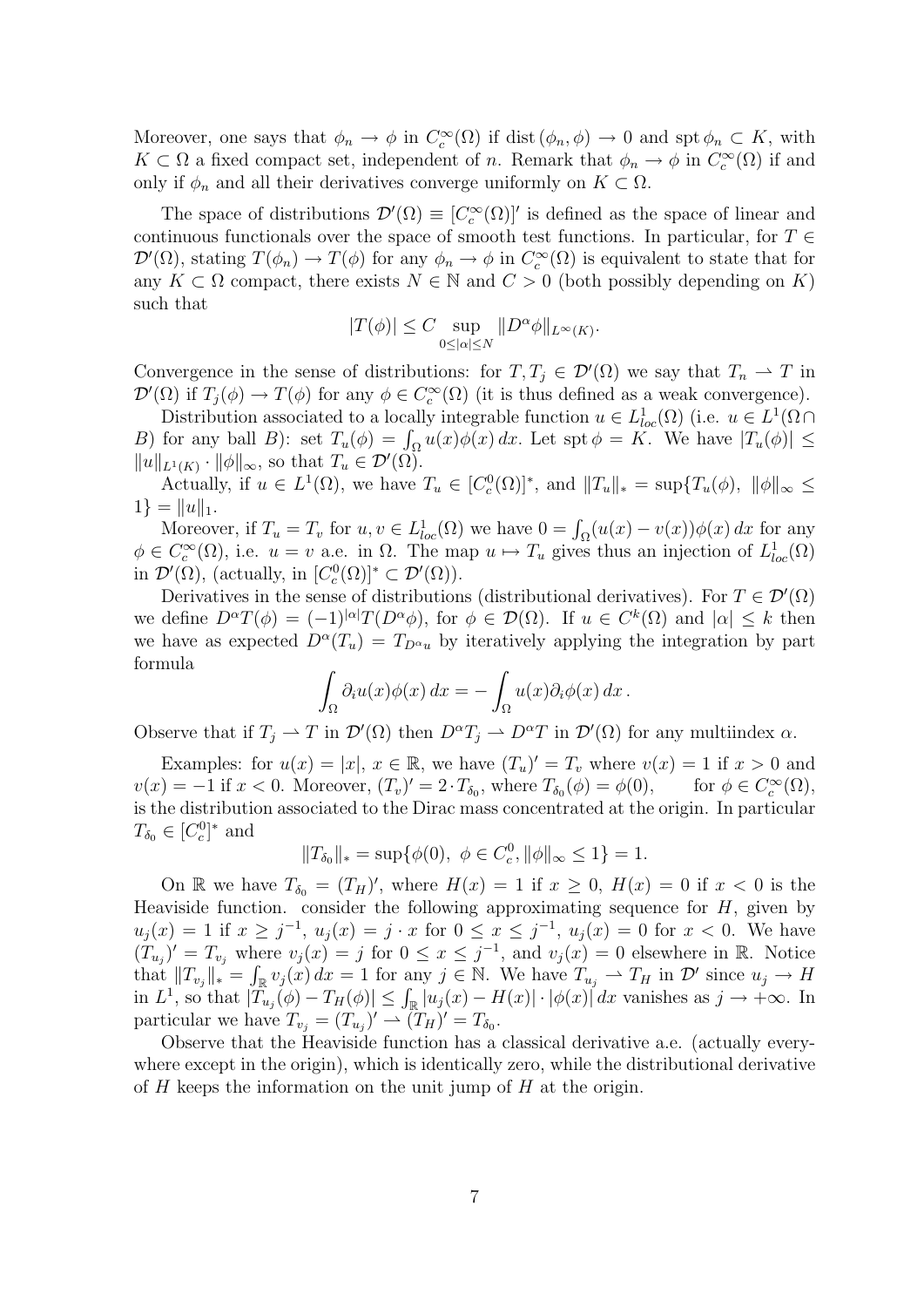Moreover, one says that $\phi_n \to \phi$ in $C_c^\infty(\Omega)$ if $\operatorname{dist}(\phi_n, \phi) \to 0$ and $\operatorname{spt} \phi_n \subset K$, with $K \subset \Omega$ a fixed compact set, independent of $n$. Remark that $\phi_n \to \phi$ in $C_c^\infty(\Omega)$ if and only if $\phi_n$ and all their derivatives converge uniformly on $K \subset \Omega$.

The space of distributions $\mathcal{D}'(\Omega) \equiv [C_c^\infty(\Omega)]'$ is defined as the space of linear and continuous functionals over the space of smooth test functions. In particular, for $T \in \mathcal{D}'(\Omega)$, stating $T(\phi_n) \to T(\phi)$ for any $\phi_n \to \phi$ in $C_c^\infty(\Omega)$ is equivalent to state that for any $K \subset \Omega$ compact, there exists $N \in \mathbb{N}$ and $C > 0$ (both possibly depending on $K$) such that

$$|T(\phi)| \leq C \sup_{0 \leq |\alpha| \leq N} \|D^\alpha \phi\|_{L^\infty(K)}.$$

Convergence in the sense of distributions: for $T, T_j \in \mathcal{D}'(\Omega)$ we say that $T_n \rightharpoonup T$ in $\mathcal{D}'(\Omega)$ if $T_j(\phi) \to T(\phi)$ for any $\phi \in C_c^\infty(\Omega)$ (it is thus defined as a weak convergence).

Distribution associated to a locally integrable function $u \in L^1_{loc}(\Omega)$ (i.e. $u \in L^1(\Omega \cap B)$ for any ball $B$): set $T_u(\phi) = \int_\Omega u(x)\phi(x)\, dx$. Let $\operatorname{spt} \phi = K$. We have $|T_u(\phi)| \leq \|u\|_{L^1(K)} \cdot \|\phi\|_\infty$, so that $T_u \in \mathcal{D}'(\Omega)$.

Actually, if $u \in L^1(\Omega)$, we have $T_u \in [C_c^0(\Omega)]^*$, and $\|T_u\|_* = \sup\{T_u(\phi),\ \|\phi\|_\infty \leq 1\} = \|u\|_1$.

Moreover, if $T_u = T_v$ for $u, v \in L^1_{loc}(\Omega)$ we have $0 = \int_\Omega (u(x) - v(x))\phi(x)\, dx$ for any $\phi \in C_c^\infty(\Omega)$, i.e. $u = v$ a.e. in $\Omega$. The map $u \mapsto T_u$ gives thus an injection of $L^1_{loc}(\Omega)$ in $\mathcal{D}'(\Omega)$, (actually, in $[C_c^0(\Omega)]^* \subset \mathcal{D}'(\Omega)$).

Derivatives in the sense of distributions (distributional derivatives). For $T \in \mathcal{D}'(\Omega)$ we define $D^\alpha T(\phi) = (-1)^{|\alpha|} T(D^\alpha \phi)$, for $\phi \in \mathcal{D}(\Omega)$. If $u \in C^k(\Omega)$ and $|\alpha| \leq k$ then we have as expected $D^\alpha(T_u) = T_{D^\alpha u}$ by iteratively applying the integration by part formula

$$\int_\Omega \partial_i u(x)\phi(x)\, dx = -\int_\Omega u(x)\partial_i \phi(x)\, dx\,.$$

Observe that if $T_j \rightharpoonup T$ in $\mathcal{D}'(\Omega)$ then $D^\alpha T_j \rightharpoonup D^\alpha T$ in $\mathcal{D}'(\Omega)$ for any multiindex $\alpha$.

Examples: for $u(x) = |x|$, $x \in \mathbb{R}$, we have $(T_u)' = T_v$ where $v(x) = 1$ if $x > 0$ and $v(x) = -1$ if $x < 0$. Moreover, $(T_v)' = 2 \cdot T_{\delta_0}$, where $T_{\delta_0}(\phi) = \phi(0)$, for $\phi \in C_c^\infty(\Omega)$, is the distribution associated to the Dirac mass concentrated at the origin. In particular $T_{\delta_0} \in [C_c^0]^*$ and

$$\|T_{\delta_0}\|_* = \sup\{\phi(0),\ \phi \in C_c^0, \|\phi\|_\infty \leq 1\} = 1.$$

On $\mathbb{R}$ we have $T_{\delta_0} = (T_H)'$, where $H(x) = 1$ if $x \geq 0$, $H(x) = 0$ if $x < 0$ is the Heaviside function. consider the following approximating sequence for $H$, given by $u_j(x) = 1$ if $x \geq j^{-1}$, $u_j(x) = j \cdot x$ for $0 \leq x \leq j^{-1}$, $u_j(x) = 0$ for $x < 0$. We have $(T_{u_j})' = T_{v_j}$ where $v_j(x) = j$ for $0 \leq x \leq j^{-1}$, and $v_j(x) = 0$ elsewhere in $\mathbb{R}$. Notice that $\|T_{v_j}\|_* = \int_\mathbb{R} v_j(x)\, dx = 1$ for any $j \in \mathbb{N}$. We have $T_{u_j} \rightharpoonup T_H$ in $\mathcal{D}'$ since $u_j \to H$ in $L^1$, so that $|T_{u_j}(\phi) - T_H(\phi)| \leq \int_\mathbb{R} |u_j(x) - H(x)| \cdot |\phi(x)|\, dx$ vanishes as $j \to +\infty$. In particular we have $T_{v_j} = (T_{u_j})' \rightharpoonup (T_H)' = T_{\delta_0}$.

Observe that the Heaviside function has a classical derivative a.e. (actually everywhere except in the origin), which is identically zero, while the distributional derivative of $H$ keeps the information on the unit jump of $H$ at the origin.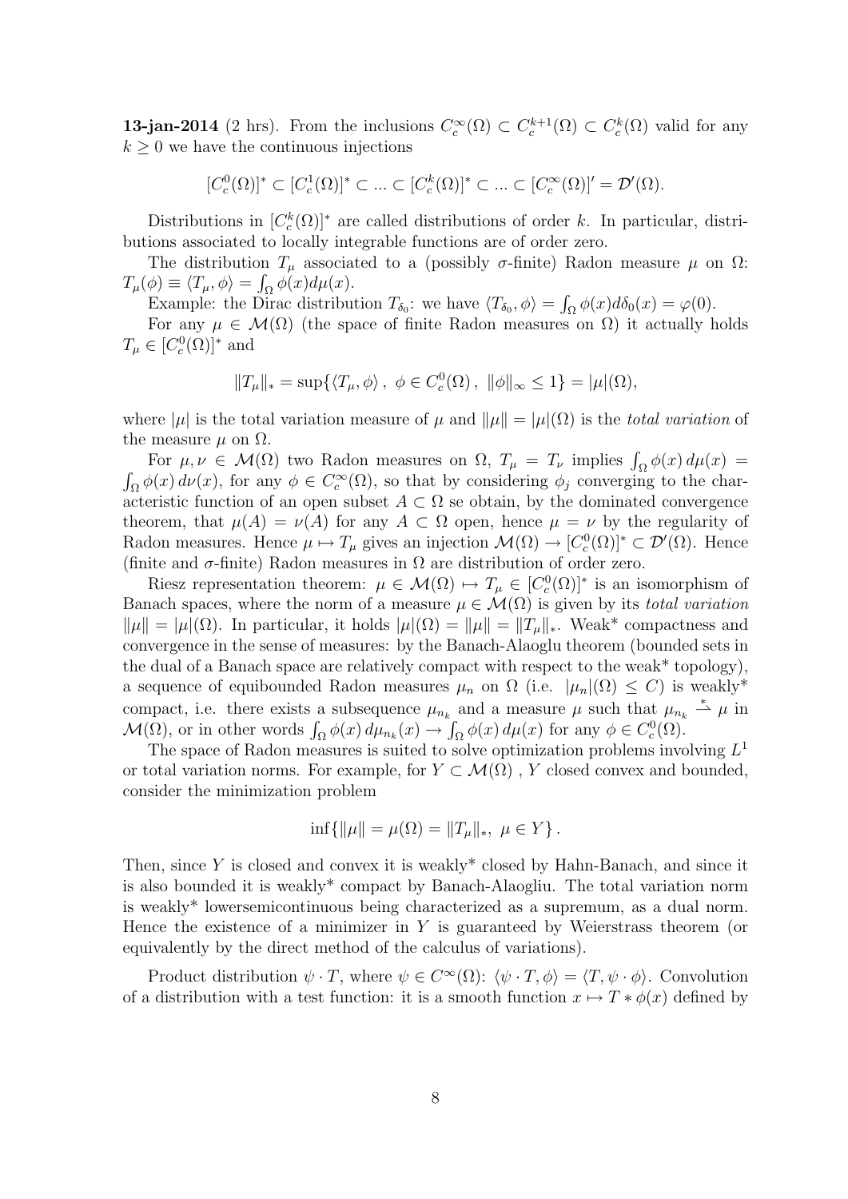**13-jan-2014** (2 hrs). From the inclusions $C_c^\infty(\Omega) \subset C_c^{k+1}(\Omega) \subset C_c^k(\Omega)$ valid for any $k \geq 0$ we have the continuous injections

$$[C_c^0(\Omega)]^* \subset [C_c^1(\Omega)]^* \subset ... \subset [C_c^k(\Omega)]^* \subset ... \subset [C_c^\infty(\Omega)]' = \mathcal{D}'(\Omega).$$

Distributions in $[C_c^k(\Omega)]^*$ are called distributions of order $k$. In particular, distributions associated to locally integrable functions are of order zero.

The distribution $T_\mu$ associated to a (possibly $\sigma$-finite) Radon measure $\mu$ on $\Omega$: $T_\mu(\phi) \equiv \langle T_\mu, \phi \rangle = \int_\Omega \phi(x) d\mu(x)$.

Example: the Dirac distribution $T_{\delta_0}$: we have $\langle T_{\delta_0}, \phi \rangle = \int_\Omega \phi(x) d\delta_0(x) = \varphi(0)$.

For any $\mu \in \mathcal{M}(\Omega)$ (the space of finite Radon measures on $\Omega$) it actually holds $T_\mu \in [C_c^0(\Omega)]^*$ and

$$\|T_\mu\|_* = \sup\{\langle T_\mu, \phi \rangle\,,\ \phi \in C_c^0(\Omega)\,,\ \|\phi\|_\infty \leq 1\} = |\mu|(\Omega),$$

where $|\mu|$ is the total variation measure of $\mu$ and $\|\mu\| = |\mu|(\Omega)$ is the *total variation* of the measure $\mu$ on $\Omega$.

For $\mu, \nu \in \mathcal{M}(\Omega)$ two Radon measures on $\Omega$, $T_\mu = T_\nu$ implies $\int_\Omega \phi(x)\, d\mu(x) = \int_\Omega \phi(x)\, d\nu(x)$, for any $\phi \in C_c^\infty(\Omega)$, so that by considering $\phi_j$ converging to the characteristic function of an open subset $A \subset \Omega$ se obtain, by the dominated convergence theorem, that $\mu(A) = \nu(A)$ for any $A \subset \Omega$ open, hence $\mu = \nu$ by the regularity of Radon measures. Hence $\mu \mapsto T_\mu$ gives an injection $\mathcal{M}(\Omega) \to [C_c^0(\Omega)]^* \subset \mathcal{D}'(\Omega)$. Hence (finite and $\sigma$-finite) Radon measures in $\Omega$ are distribution of order zero.

Riesz representation theorem: $\mu \in \mathcal{M}(\Omega) \mapsto T_\mu \in [C_c^0(\Omega)]^*$ is an isomorphism of Banach spaces, where the norm of a measure $\mu \in \mathcal{M}(\Omega)$ is given by its *total variation* $\|\mu\| = |\mu|(\Omega)$. In particular, it holds $|\mu|(\Omega) = \|\mu\| = \|T_\mu\|_*$. Weak* compactness and convergence in the sense of measures: by the Banach-Alaoglu theorem (bounded sets in the dual of a Banach space are relatively compact with respect to the weak* topology), a sequence of equibounded Radon measures $\mu_n$ on $\Omega$ (i.e. $|\mu_n|(\Omega) \leq C$) is weakly* compact, i.e. there exists a subsequence $\mu_{n_k}$ and a measure $\mu$ such that $\mu_{n_k} \overset{*}{\rightharpoonup} \mu$ in $\mathcal{M}(\Omega)$, or in other words $\int_\Omega \phi(x)\, d\mu_{n_k}(x) \to \int_\Omega \phi(x)\, d\mu(x)$ for any $\phi \in C_c^0(\Omega)$.

The space of Radon measures is suited to solve optimization problems involving $L^1$ or total variation norms. For example, for $Y \subset \mathcal{M}(\Omega)$ , $Y$ closed convex and bounded, consider the minimization problem

$$\inf\{\|\mu\| = \mu(\Omega) = \|T_\mu\|_*,\ \mu \in Y\}\,.$$

Then, since $Y$ is closed and convex it is weakly* closed by Hahn-Banach, and since it is also bounded it is weakly* compact by Banach-Alaogliu. The total variation norm is weakly* lowersemicontinuous being characterized as a supremum, as a dual norm. Hence the existence of a minimizer in $Y$ is guaranteed by Weierstrass theorem (or equivalently by the direct method of the calculus of variations).

Product distribution $\psi \cdot T$, where $\psi \in C^\infty(\Omega)$: $\langle \psi \cdot T, \phi \rangle = \langle T, \psi \cdot \phi \rangle$. Convolution of a distribution with a test function: it is a smooth function $x \mapsto T * \phi(x)$ defined by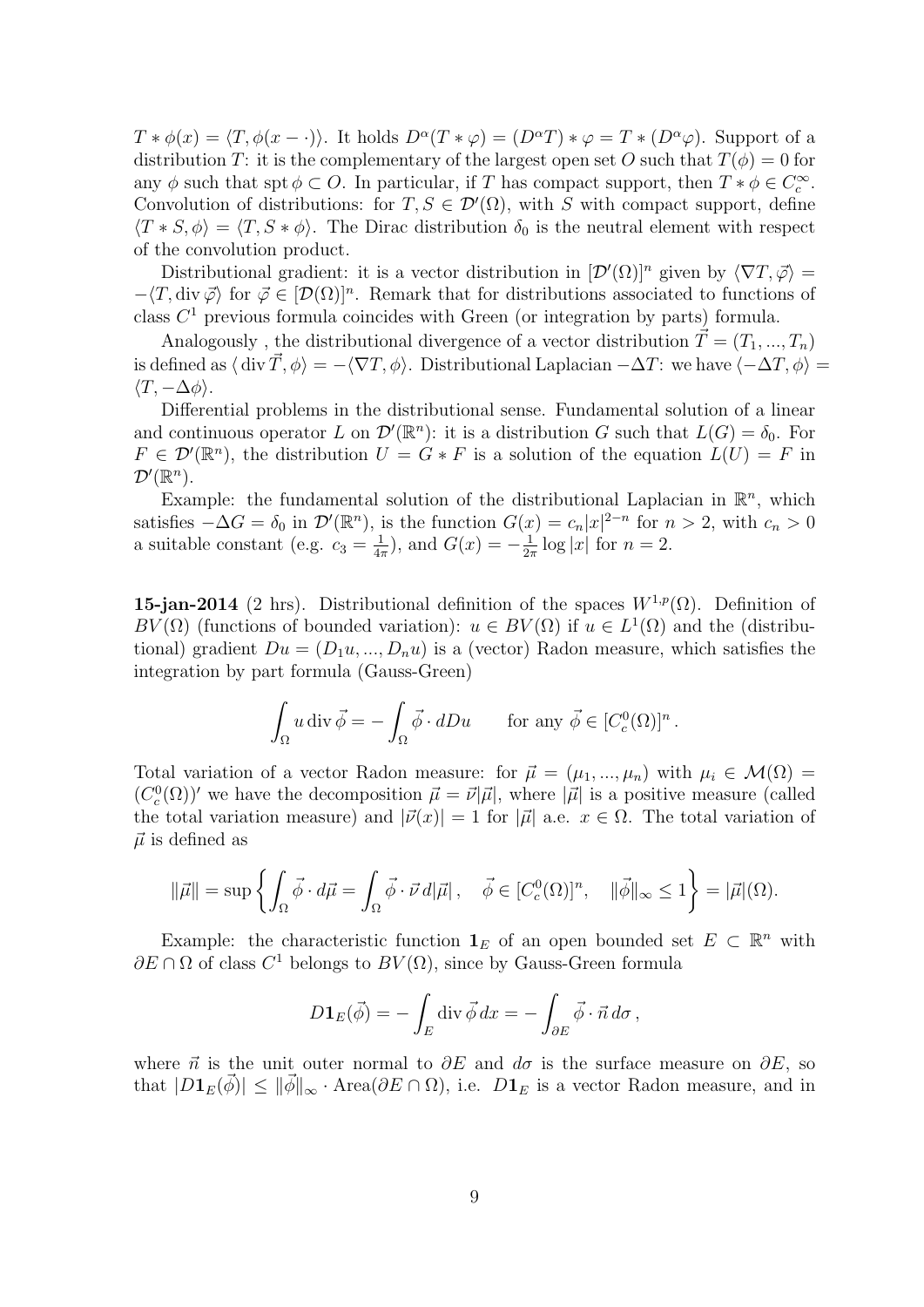$T * \phi(x) = \langle T, \phi(x - \cdot)\rangle$. It holds $D^\alpha(T * \varphi) = (D^\alpha T) * \varphi = T * (D^\alpha \varphi)$. Support of a distribution $T$: it is the complementary of the largest open set $O$ such that $T(\phi) = 0$ for any $\phi$ such that $\operatorname{spt}\phi \subset O$. In particular, if $T$ has compact support, then $T * \phi \in C_c^\infty$. Convolution of distributions: for $T, S \in \mathcal{D}'(\Omega)$, with $S$ with compact support, define $\langle T * S, \phi\rangle = \langle T, S * \phi\rangle$. The Dirac distribution $\delta_0$ is the neutral element with respect of the convolution product.

Distributional gradient: it is a vector distribution in $[\mathcal{D}'(\Omega)]^n$ given by $\langle \nabla T, \vec{\varphi}\rangle = -\langle T, \operatorname{div}\vec{\varphi}\rangle$ for $\vec{\varphi} \in [\mathcal{D}(\Omega)]^n$. Remark that for distributions associated to functions of class $C^1$ previous formula coincides with Green (or integration by parts) formula.

Analogously , the distributional divergence of a vector distribution $\vec{T} = (T_1, ..., T_n)$ is defined as $\langle \operatorname{div}\vec{T}, \phi\rangle = -\langle \nabla T, \phi\rangle$. Distributional Laplacian $-\Delta T$: we have $\langle -\Delta T, \phi\rangle = \langle T, -\Delta \phi\rangle$.

Differential problems in the distributional sense. Fundamental solution of a linear and continuous operator $L$ on $\mathcal{D}'(\mathbb{R}^n)$: it is a distribution $G$ such that $L(G) = \delta_0$. For $F \in \mathcal{D}'(\mathbb{R}^n)$, the distribution $U = G * F$ is a solution of the equation $L(U) = F$ in $\mathcal{D}'(\mathbb{R}^n)$.

Example: the fundamental solution of the distributional Laplacian in $\mathbb{R}^n$, which satisfies $-\Delta G = \delta_0$ in $\mathcal{D}'(\mathbb{R}^n)$, is the function $G(x) = c_n|x|^{2-n}$ for $n > 2$, with $c_n > 0$ a suitable constant (e.g. $c_3 = \frac{1}{4\pi}$), and $G(x) = -\frac{1}{2\pi}\log|x|$ for $n = 2$.

**15-jan-2014** (2 hrs). Distributional definition of the spaces $W^{1,p}(\Omega)$. Definition of $BV(\Omega)$ (functions of bounded variation): $u \in BV(\Omega)$ if $u \in L^1(\Omega)$ and the (distributional) gradient $Du = (D_1u, ..., D_nu)$ is a (vector) Radon measure, which satisfies the integration by part formula (Gauss-Green)

$$\int_\Omega u \operatorname{div}\vec{\phi} = -\int_\Omega \vec{\phi}\cdot dDu \qquad \text{for any } \vec{\phi} \in [C_c^0(\Omega)]^n\,.$$

Total variation of a vector Radon measure: for $\vec{\mu} = (\mu_1, ..., \mu_n)$ with $\mu_i \in \mathcal{M}(\Omega) = (C_c^0(\Omega))'$ we have the decomposition $\vec{\mu} = \vec{\nu}|\vec{\mu}|$, where $|\vec{\mu}|$ is a positive measure (called the total variation measure) and $|\vec{\nu}(x)| = 1$ for $|\vec{\mu}|$ a.e. $x \in \Omega$. The total variation of $\vec{\mu}$ is defined as

$$\|\vec{\mu}\| = \sup\left\{\int_\Omega \vec{\phi}\cdot d\vec{\mu} = \int_\Omega \vec{\phi}\cdot\vec{\nu}\, d|\vec{\mu}|\,, \quad \vec{\phi} \in [C_c^0(\Omega)]^n, \quad \|\vec{\phi}\|_\infty \le 1\right\} = |\vec{\mu}|(\Omega).$$

Example: the characteristic function $\mathbf{1}_E$ of an open bounded set $E \subset \mathbb{R}^n$ with $\partial E \cap \Omega$ of class $C^1$ belongs to $BV(\Omega)$, since by Gauss-Green formula

$$D\mathbf{1}_E(\vec{\phi}) = -\int_E \operatorname{div}\vec{\phi}\, dx = -\int_{\partial E} \vec{\phi}\cdot\vec{n}\, d\sigma\,,$$

where $\vec{n}$ is the unit outer normal to $\partial E$ and $d\sigma$ is the surface measure on $\partial E$, so that $|D\mathbf{1}_E(\vec{\phi})| \le \|\vec{\phi}\|_\infty \cdot \operatorname{Area}(\partial E \cap \Omega)$, i.e. $D\mathbf{1}_E$ is a vector Radon measure, and in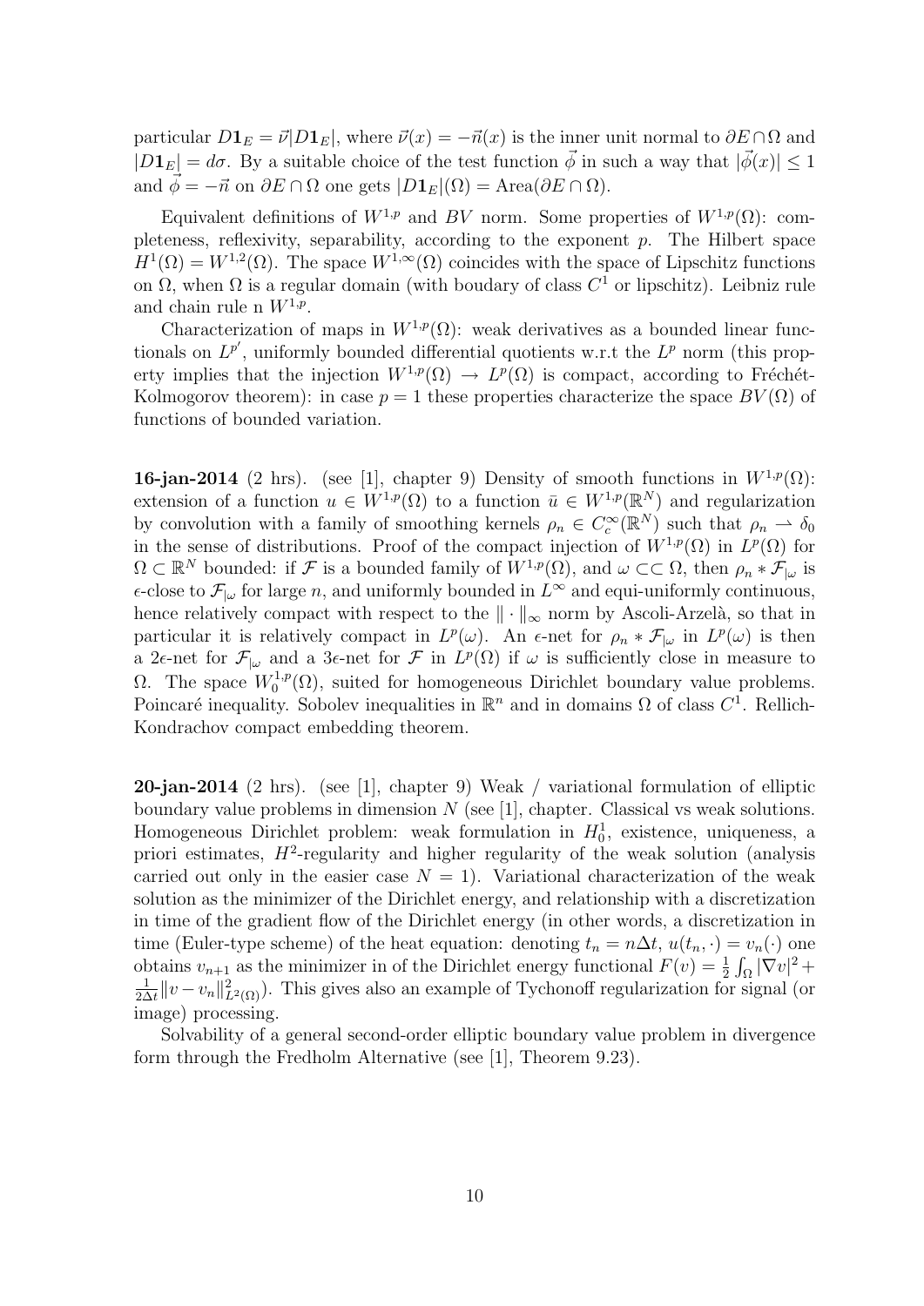particular $D\mathbf{1}_E = \vec{\nu}|D\mathbf{1}_E|$, where $\vec{\nu}(x) = -\vec{n}(x)$ is the inner unit normal to $\partial E \cap \Omega$ and $|D\mathbf{1}_E| = d\sigma$. By a suitable choice of the test function $\vec{\phi}$ in such a way that $|\vec{\phi}(x)| \leq 1$ and $\vec{\phi} = -\vec{n}$ on $\partial E \cap \Omega$ one gets $|D\mathbf{1}_E|(\Omega) = \text{Area}(\partial E \cap \Omega)$.

Equivalent definitions of $W^{1,p}$ and $BV$ norm. Some properties of $W^{1,p}(\Omega)$: completeness, reflexivity, separability, according to the exponent $p$. The Hilbert space $H^1(\Omega) = W^{1,2}(\Omega)$. The space $W^{1,\infty}(\Omega)$ coincides with the space of Lipschitz functions on $\Omega$, when $\Omega$ is a regular domain (with boudary of class $C^1$ or lipschitz). Leibniz rule and chain rule n $W^{1,p}$.

Characterization of maps in $W^{1,p}(\Omega)$: weak derivatives as a bounded linear functionals on $L^{p'}$, uniformly bounded differential quotients w.r.t the $L^p$ norm (this property implies that the injection $W^{1,p}(\Omega) \to L^p(\Omega)$ is compact, according to Fréchét-Kolmogorov theorem): in case $p = 1$ these properties characterize the space $BV(\Omega)$ of functions of bounded variation.

**16-jan-2014** (2 hrs). (see [1], chapter 9) Density of smooth functions in $W^{1,p}(\Omega)$: extension of a function $u \in W^{1,p}(\Omega)$ to a function $\bar{u} \in W^{1,p}(\mathbb{R}^N)$ and regularization by convolution with a family of smoothing kernels $\rho_n \in C_c^\infty(\mathbb{R}^N)$ such that $\rho_n \rightharpoonup \delta_0$ in the sense of distributions. Proof of the compact injection of $W^{1,p}(\Omega)$ in $L^p(\Omega)$ for $\Omega \subset \mathbb{R}^N$ bounded: if $\mathcal{F}$ is a bounded family of $W^{1,p}(\Omega)$, and $\omega \subset\subset \Omega$, then $\rho_n * \mathcal{F}_{|\omega}$ is $\epsilon$-close to $\mathcal{F}_{|\omega}$ for large $n$, and uniformly bounded in $L^\infty$ and equi-uniformly continuous, hence relatively compact with respect to the $\|\cdot\|_\infty$ norm by Ascoli-Arzelà, so that in particular it is relatively compact in $L^p(\omega)$. An $\epsilon$-net for $\rho_n * \mathcal{F}_{|\omega}$ in $L^p(\omega)$ is then a $2\epsilon$-net for $\mathcal{F}_{|\omega}$ and a $3\epsilon$-net for $\mathcal{F}$ in $L^p(\Omega)$ if $\omega$ is sufficiently close in measure to $\Omega$. The space $W_0^{1,p}(\Omega)$, suited for homogeneous Dirichlet boundary value problems. Poincaré inequality. Sobolev inequalities in $\mathbb{R}^n$ and in domains $\Omega$ of class $C^1$. Rellich-Kondrachov compact embedding theorem.

**20-jan-2014** (2 hrs). (see [1], chapter 9) Weak / variational formulation of elliptic boundary value problems in dimension $N$ (see [1], chapter. Classical vs weak solutions. Homogeneous Dirichlet problem: weak formulation in $H_0^1$, existence, uniqueness, a priori estimates, $H^2$-regularity and higher regularity of the weak solution (analysis carried out only in the easier case $N = 1$). Variational characterization of the weak solution as the minimizer of the Dirichlet energy, and relationship with a discretization in time of the gradient flow of the Dirichlet energy (in other words, a discretization in time (Euler-type scheme) of the heat equation: denoting $t_n = n\Delta t$, $u(t_n, \cdot) = v_n(\cdot)$ one obtains $v_{n+1}$ as the minimizer in of the Dirichlet energy functional $F(v) = \frac{1}{2}\int_\Omega |\nabla v|^2 + \frac{1}{2\Delta t}\|v - v_n\|^2_{L^2(\Omega)}$). This gives also an example of Tychonoff regularization for signal (or image) processing.

Solvability of a general second-order elliptic boundary value problem in divergence form through the Fredholm Alternative (see [1], Theorem 9.23).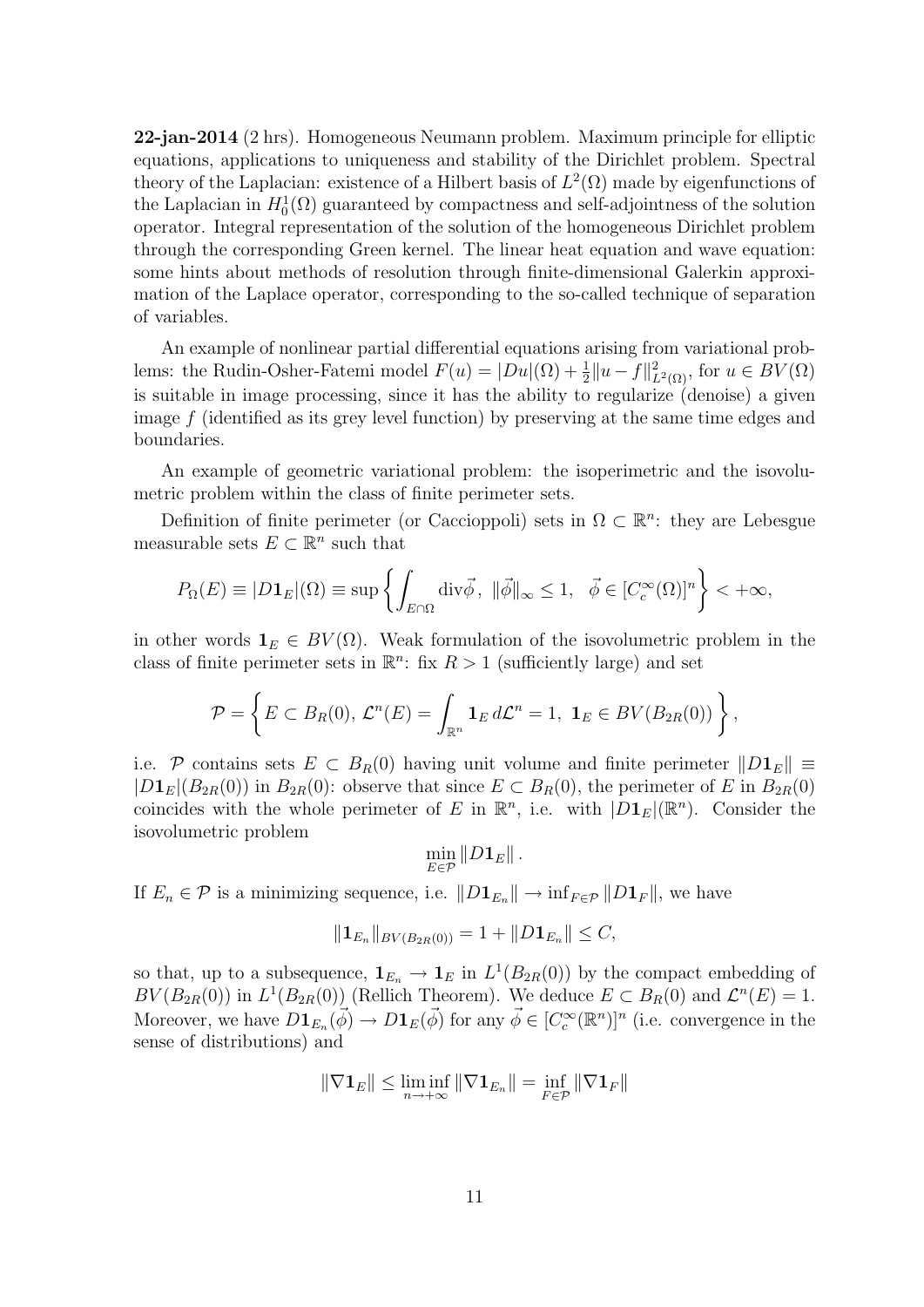**22-jan-2014** (2 hrs). Homogeneous Neumann problem. Maximum principle for elliptic equations, applications to uniqueness and stability of the Dirichlet problem. Spectral theory of the Laplacian: existence of a Hilbert basis of $L^2(\Omega)$ made by eigenfunctions of the Laplacian in $H^1_0(\Omega)$ guaranteed by compactness and self-adjointness of the solution operator. Integral representation of the solution of the homogeneous Dirichlet problem through the corresponding Green kernel. The linear heat equation and wave equation: some hints about methods of resolution through finite-dimensional Galerkin approximation of the Laplace operator, corresponding to the so-called technique of separation of variables.

An example of nonlinear partial differential equations arising from variational problems: the Rudin-Osher-Fatemi model $F(u) = |Du|(\Omega) + \frac{1}{2}\|u - f\|^2_{L^2(\Omega)}$, for $u \in BV(\Omega)$ is suitable in image processing, since it has the ability to regularize (denoise) a given image $f$ (identified as its grey level function) by preserving at the same time edges and boundaries.

An example of geometric variational problem: the isoperimetric and the isovolumetric problem within the class of finite perimeter sets.

Definition of finite perimeter (or Caccioppoli) sets in $\Omega \subset \mathbb{R}^n$: they are Lebesgue measurable sets $E \subset \mathbb{R}^n$ such that

$$P_\Omega(E) \equiv |D\mathbf{1}_E|(\Omega) \equiv \sup\left\{\int_{E\cap\Omega} \mathrm{div}\vec{\phi},\ \|\vec{\phi}\|_\infty \leq 1,\ \ \vec{\phi} \in [C^\infty_c(\Omega)]^n\right\} < +\infty,$$

in other words $\mathbf{1}_E \in BV(\Omega)$. Weak formulation of the isovolumetric problem in the class of finite perimeter sets in $\mathbb{R}^n$: fix $R > 1$ (sufficiently large) and set

$$\mathcal{P} = \left\{E \subset B_R(0),\ \mathcal{L}^n(E) = \int_{\mathbb{R}^n} \mathbf{1}_E\, d\mathcal{L}^n = 1,\ \mathbf{1}_E \in BV(B_{2R}(0))\right\},$$

i.e. $\mathcal{P}$ contains sets $E \subset B_R(0)$ having unit volume and finite perimeter $\|D\mathbf{1}_E\| \equiv |D\mathbf{1}_E|(B_{2R}(0))$ in $B_{2R}(0)$: observe that since $E \subset B_R(0)$, the perimeter of $E$ in $B_{2R}(0)$ coincides with the whole perimeter of $E$ in $\mathbb{R}^n$, i.e. with $|D\mathbf{1}_E|(\mathbb{R}^n)$. Consider the isovolumetric problem

$$\min_{E\in\mathcal{P}} \|D\mathbf{1}_E\|.$$

If $E_n \in \mathcal{P}$ is a minimizing sequence, i.e. $\|D\mathbf{1}_{E_n}\| \to \inf_{F\in\mathcal{P}} \|D\mathbf{1}_F\|$, we have

$$\|\mathbf{1}_{E_n}\|_{BV(B_{2R}(0))} = 1 + \|D\mathbf{1}_{E_n}\| \leq C,$$

so that, up to a subsequence, $\mathbf{1}_{E_n} \to \mathbf{1}_E$ in $L^1(B_{2R}(0))$ by the compact embedding of $BV(B_{2R}(0))$ in $L^1(B_{2R}(0))$ (Rellich Theorem). We deduce $E \subset B_R(0)$ and $\mathcal{L}^n(E) = 1$. Moreover, we have $D\mathbf{1}_{E_n}(\vec{\phi}) \to D\mathbf{1}_E(\vec{\phi})$ for any $\vec{\phi} \in [C^\infty_c(\mathbb{R}^n)]^n$ (i.e. convergence in the sense of distributions) and

$$\|\nabla\mathbf{1}_E\| \leq \liminf_{n\to+\infty} \|\nabla\mathbf{1}_{E_n}\| = \inf_{F\in\mathcal{P}} \|\nabla\mathbf{1}_F\|$$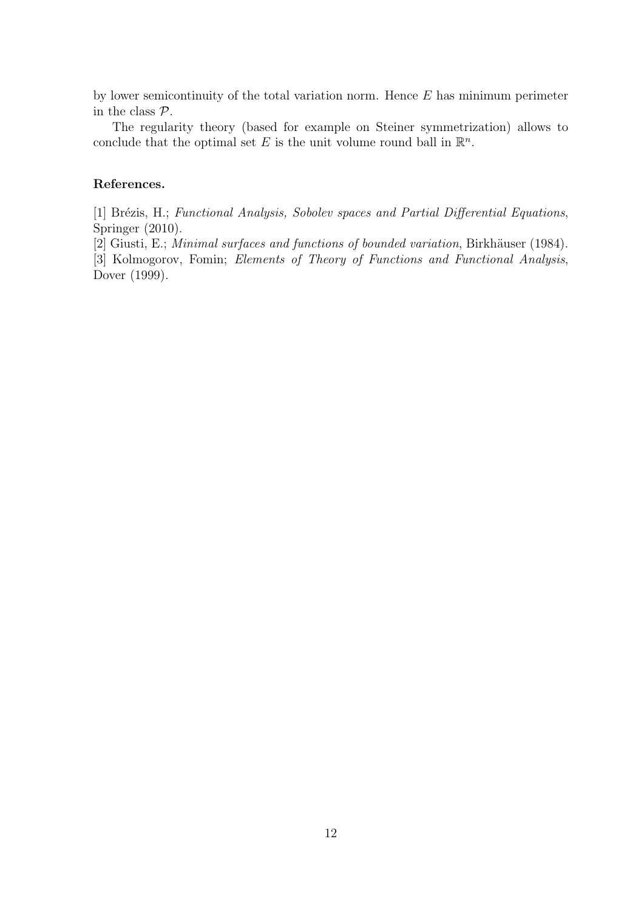by lower semicontinuity of the total variation norm. Hence $E$ has minimum perimeter in the class $\mathcal{P}$.

The regularity theory (based for example on Steiner symmetrization) allows to conclude that the optimal set $E$ is the unit volume round ball in $\mathbb{R}^n$.

**References.**

[1] Brézis, H.; *Functional Analysis, Sobolev spaces and Partial Differential Equations*, Springer (2010).

[2] Giusti, E.; *Minimal surfaces and functions of bounded variation*, Birkhäuser (1984).

[3] Kolmogorov, Fomin; *Elements of Theory of Functions and Functional Analysis*, Dover (1999).